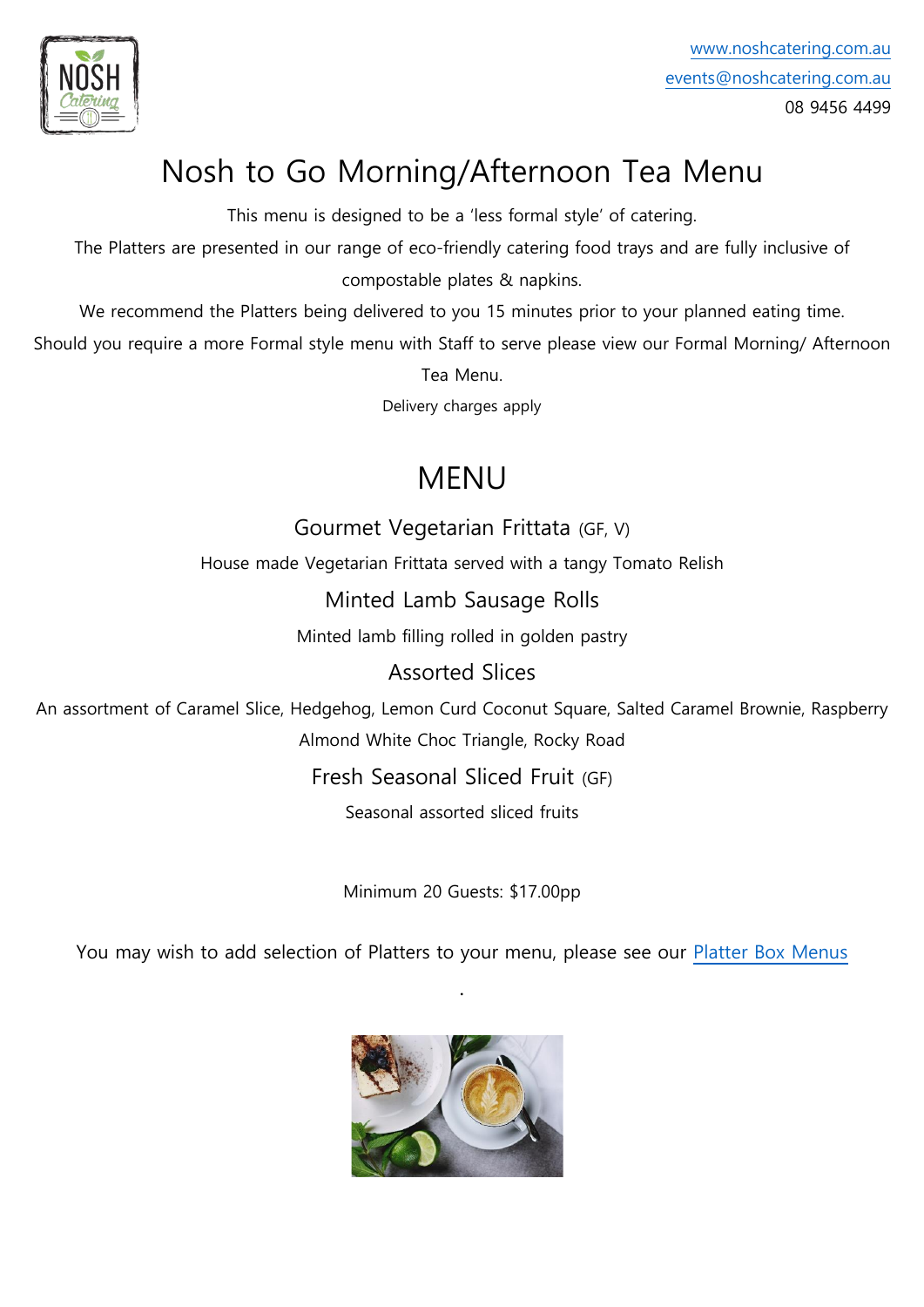www.noshcatering.com.au
events@noshcatering.com.au
08 9456 4499

# Nosh to Go Morning/Afternoon Tea Menu

This menu is designed to be a 'less formal style' of catering.

The Platters are presented in our range of eco-friendly catering food trays and are fully inclusive of compostable plates & napkins.

We recommend the Platters being delivered to you 15 minutes prior to your planned eating time.

Should you require a more Formal style menu with Staff to serve please view our Formal Morning/ Afternoon Tea Menu.

Delivery charges apply

## MENU

### Gourmet Vegetarian Frittata (GF, V)

House made Vegetarian Frittata served with a tangy Tomato Relish

### Minted Lamb Sausage Rolls

Minted lamb filling rolled in golden pastry

### Assorted Slices

An assortment of Caramel Slice, Hedgehog, Lemon Curd Coconut Square, Salted Caramel Brownie, Raspberry Almond White Choc Triangle, Rocky Road

### Fresh Seasonal Sliced Fruit (GF)

Seasonal assorted sliced fruits

Minimum 20 Guests: $17.00pp

You may wish to add selection of Platters to your menu, please see our Platter Box Menus

.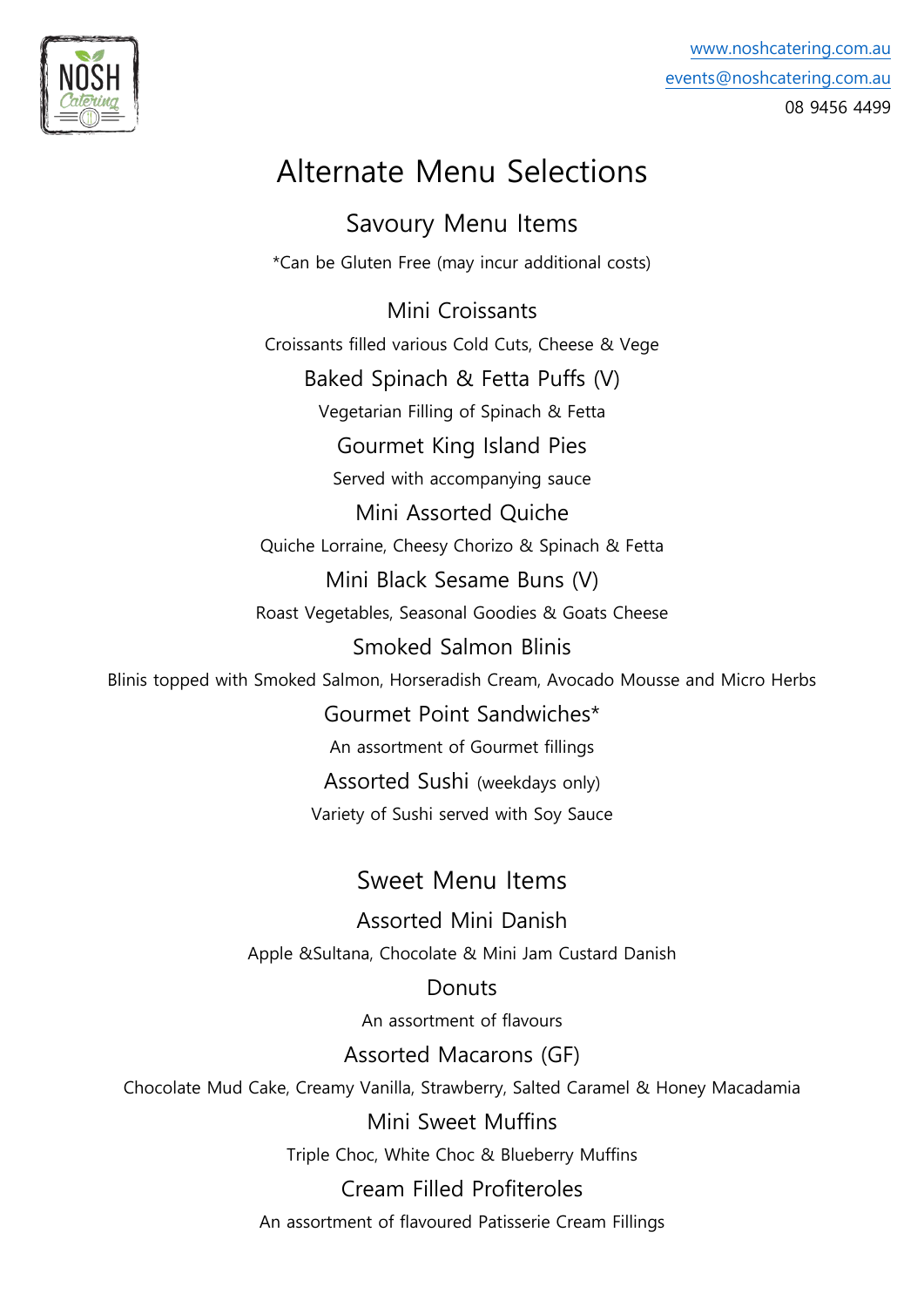www.noshcatering.com.au
events@noshcatering.com.au
08 9456 4499

# Alternate Menu Selections

## Savoury Menu Items

*Can be Gluten Free (may incur additional costs)

### Mini Croissants

Croissants filled various Cold Cuts, Cheese & Vege

### Baked Spinach & Fetta Puffs (V)

Vegetarian Filling of Spinach & Fetta

### Gourmet King Island Pies

Served with accompanying sauce

### Mini Assorted Quiche

Quiche Lorraine, Cheesy Chorizo & Spinach & Fetta

### Mini Black Sesame Buns (V)

Roast Vegetables, Seasonal Goodies & Goats Cheese

### Smoked Salmon Blinis

Blinis topped with Smoked Salmon, Horseradish Cream, Avocado Mousse and Micro Herbs

### Gourmet Point Sandwiches*

An assortment of Gourmet fillings

### Assorted Sushi (weekdays only)

Variety of Sushi served with Soy Sauce

## Sweet Menu Items

### Assorted Mini Danish

Apple &Sultana, Chocolate & Mini Jam Custard Danish

### Donuts

An assortment of flavours

### Assorted Macarons (GF)

Chocolate Mud Cake, Creamy Vanilla, Strawberry, Salted Caramel & Honey Macadamia

### Mini Sweet Muffins

Triple Choc, White Choc & Blueberry Muffins

### Cream Filled Profiteroles

An assortment of flavoured Patisserie Cream Fillings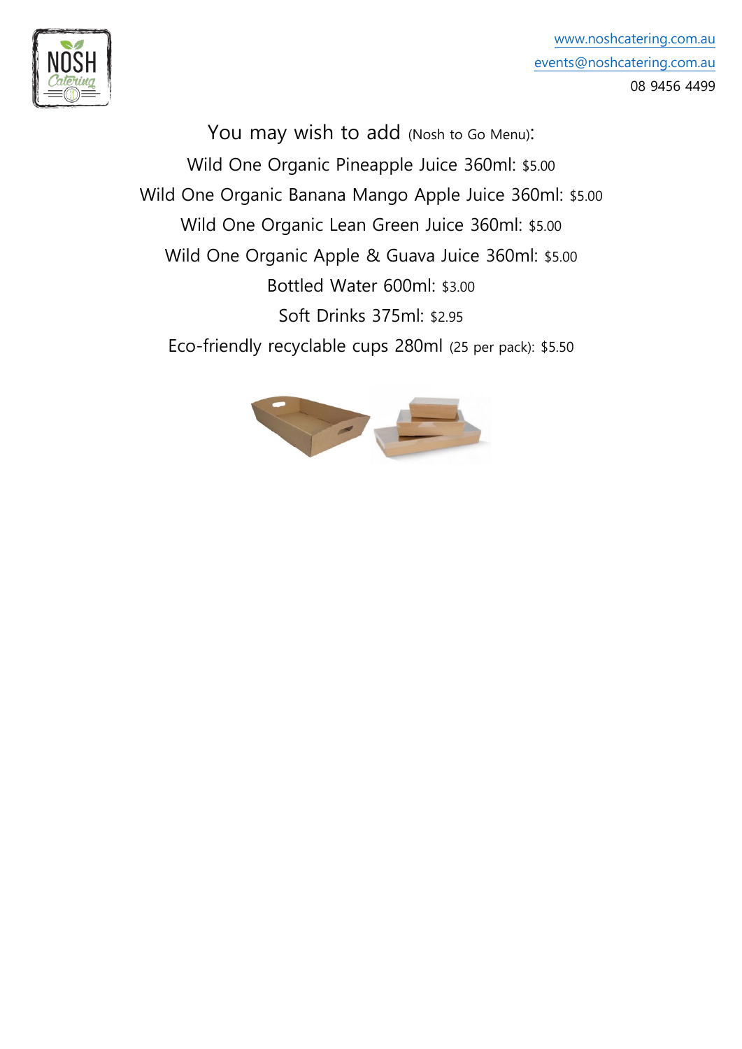www.noshcatering.com.au
events@noshcatering.com.au
08 9456 4499

You may wish to add (Nosh to Go Menu):

Wild One Organic Pineapple Juice 360ml: $5.00

Wild One Organic Banana Mango Apple Juice 360ml: $5.00

Wild One Organic Lean Green Juice 360ml: $5.00

Wild One Organic Apple & Guava Juice 360ml: $5.00

Bottled Water 600ml: $3.00

Soft Drinks 375ml: $2.95

Eco-friendly recyclable cups 280ml (25 per pack): $5.50